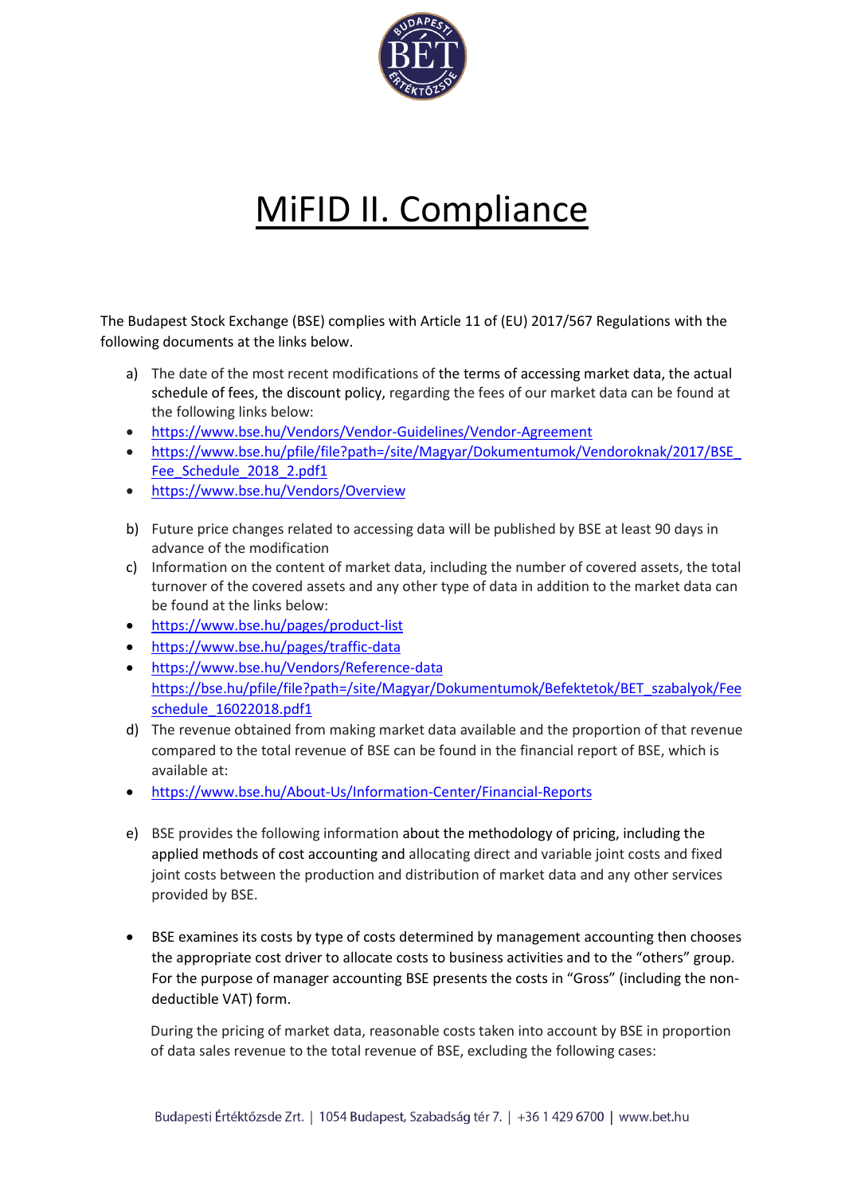# MiFID II. Compliance

The Budapest Stock Exchange (BSE) complies with Article 11 of (EU) 2017/567 Regulations with the following documents at the links below.

a) The date of the most recent modifications of the terms of accessing market data, the actual schedule of fees, the discount policy, regarding the fees of our market data can be found at the following links below:

- https://www.bse.hu/Vendors/Vendor-Guidelines/Vendor-Agreement
- https://www.bse.hu/pfile/file?path=/site/Magyar/Dokumentumok/Vendoroknak/2017/BSE_Fee_Schedule_2018_2.pdf1
- https://www.bse.hu/Vendors/Overview

b) Future price changes related to accessing data will be published by BSE at least 90 days in advance of the modification

c) Information on the content of market data, including the number of covered assets, the total turnover of the covered assets and any other type of data in addition to the market data can be found at the links below:

- https://www.bse.hu/pages/product-list
- https://www.bse.hu/pages/traffic-data
- https://www.bse.hu/Vendors/Reference-data
  https://bse.hu/pfile/file?path=/site/Magyar/Dokumentumok/Befektetok/BET_szabalyok/Feeschedule_16022018.pdf1

d) The revenue obtained from making market data available and the proportion of that revenue compared to the total revenue of BSE can be found in the financial report of BSE, which is available at:

- https://www.bse.hu/About-Us/Information-Center/Financial-Reports

e) BSE provides the following information about the methodology of pricing, including the applied methods of cost accounting and allocating direct and variable joint costs and fixed joint costs between the production and distribution of market data and any other services provided by BSE.

- BSE examines its costs by type of costs determined by management accounting then chooses the appropriate cost driver to allocate costs to business activities and to the "others" group. For the purpose of manager accounting BSE presents the costs in "Gross" (including the non-deductible VAT) form.

  During the pricing of market data, reasonable costs taken into account by BSE in proportion of data sales revenue to the total revenue of BSE, excluding the following cases: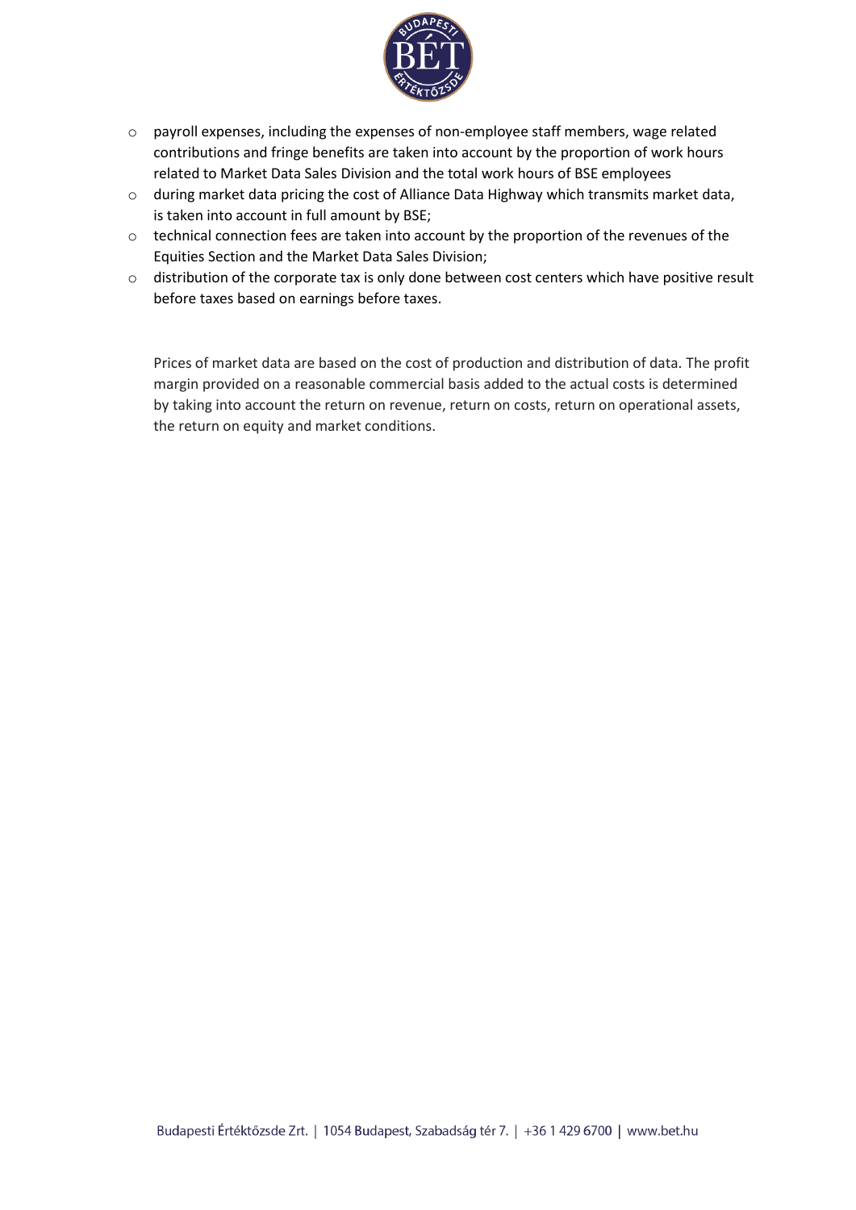- payroll expenses, including the expenses of non-employee staff members, wage related contributions and fringe benefits are taken into account by the proportion of work hours related to Market Data Sales Division and the total work hours of BSE employees
- during market data pricing the cost of Alliance Data Highway which transmits market data, is taken into account in full amount by BSE;
- technical connection fees are taken into account by the proportion of the revenues of the Equities Section and the Market Data Sales Division;
- distribution of the corporate tax is only done between cost centers which have positive result before taxes based on earnings before taxes.

Prices of market data are based on the cost of production and distribution of data. The profit margin provided on a reasonable commercial basis added to the actual costs is determined by taking into account the return on revenue, return on costs, return on operational assets, the return on equity and market conditions.